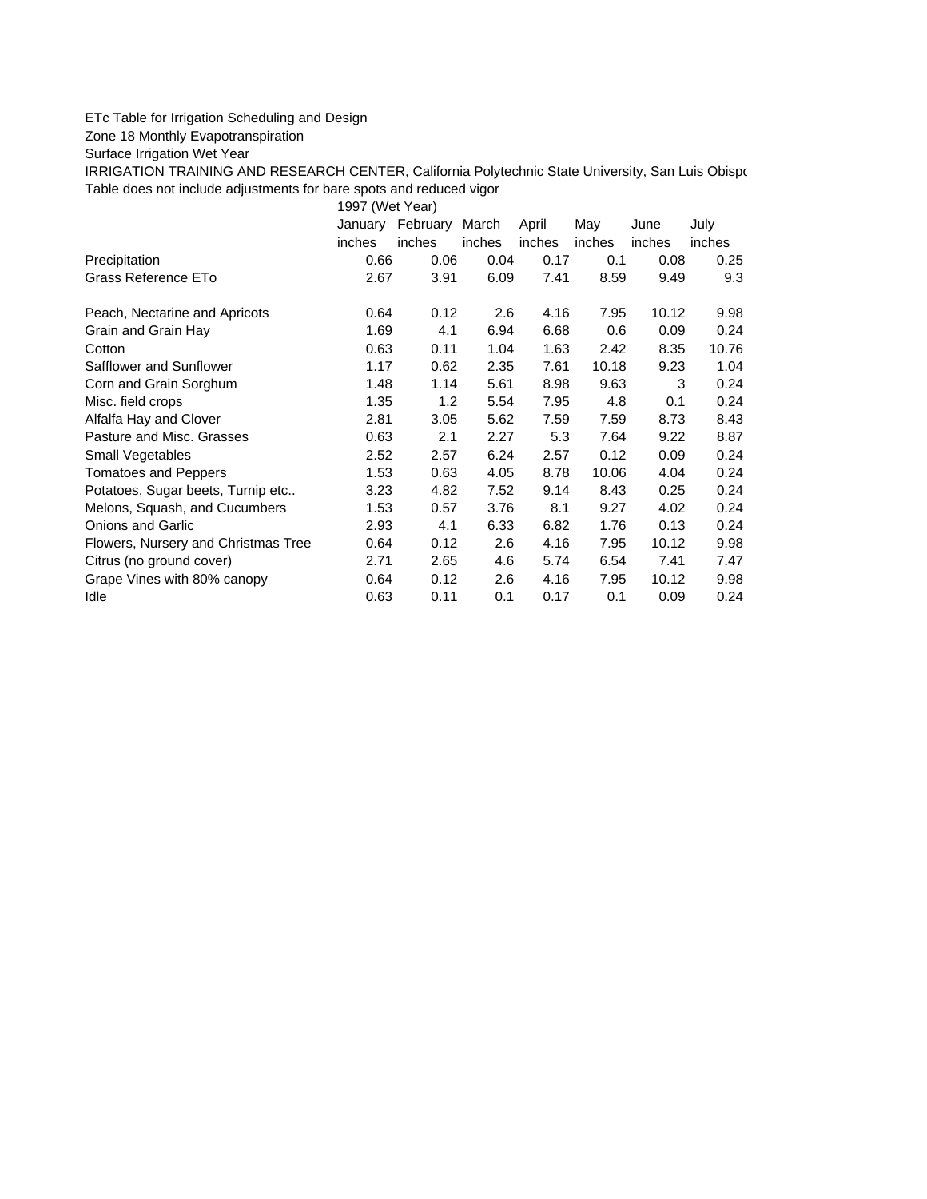ETc Table for Irrigation Scheduling and Design

Zone 18 Monthly Evapotranspiration

Surface Irrigation Wet Year

IRRIGATION TRAINING AND RESEARCH CENTER, California Polytechnic State University, San Luis Obispo

Table does not include adjustments for bare spots and reduced vigor

| | 1997 (Wet Year) | | | | | | |
|---|---|---|---|---|---|---|---|
| | January | February | March | April | May | June | July |
| | inches | inches | inches | inches | inches | inches | inches |
| Precipitation | 0.66 | 0.06 | 0.04 | 0.17 | 0.1 | 0.08 | 0.25 |
| Grass Reference ETo | 2.67 | 3.91 | 6.09 | 7.41 | 8.59 | 9.49 | 9.3 |
| | | | | | | | |
| Peach, Nectarine and Apricots | 0.64 | 0.12 | 2.6 | 4.16 | 7.95 | 10.12 | 9.98 |
| Grain and Grain Hay | 1.69 | 4.1 | 6.94 | 6.68 | 0.6 | 0.09 | 0.24 |
| Cotton | 0.63 | 0.11 | 1.04 | 1.63 | 2.42 | 8.35 | 10.76 |
| Safflower and Sunflower | 1.17 | 0.62 | 2.35 | 7.61 | 10.18 | 9.23 | 1.04 |
| Corn and Grain Sorghum | 1.48 | 1.14 | 5.61 | 8.98 | 9.63 | 3 | 0.24 |
| Misc. field crops | 1.35 | 1.2 | 5.54 | 7.95 | 4.8 | 0.1 | 0.24 |
| Alfalfa Hay and Clover | 2.81 | 3.05 | 5.62 | 7.59 | 7.59 | 8.73 | 8.43 |
| Pasture and Misc. Grasses | 0.63 | 2.1 | 2.27 | 5.3 | 7.64 | 9.22 | 8.87 |
| Small Vegetables | 2.52 | 2.57 | 6.24 | 2.57 | 0.12 | 0.09 | 0.24 |
| Tomatoes and Peppers | 1.53 | 0.63 | 4.05 | 8.78 | 10.06 | 4.04 | 0.24 |
| Potatoes, Sugar beets, Turnip etc.. | 3.23 | 4.82 | 7.52 | 9.14 | 8.43 | 0.25 | 0.24 |
| Melons, Squash, and Cucumbers | 1.53 | 0.57 | 3.76 | 8.1 | 9.27 | 4.02 | 0.24 |
| Onions and Garlic | 2.93 | 4.1 | 6.33 | 6.82 | 1.76 | 0.13 | 0.24 |
| Flowers, Nursery and Christmas Tree | 0.64 | 0.12 | 2.6 | 4.16 | 7.95 | 10.12 | 9.98 |
| Citrus (no ground cover) | 2.71 | 2.65 | 4.6 | 5.74 | 6.54 | 7.41 | 7.47 |
| Grape Vines with 80% canopy | 0.64 | 0.12 | 2.6 | 4.16 | 7.95 | 10.12 | 9.98 |
| Idle | 0.63 | 0.11 | 0.1 | 0.17 | 0.1 | 0.09 | 0.24 |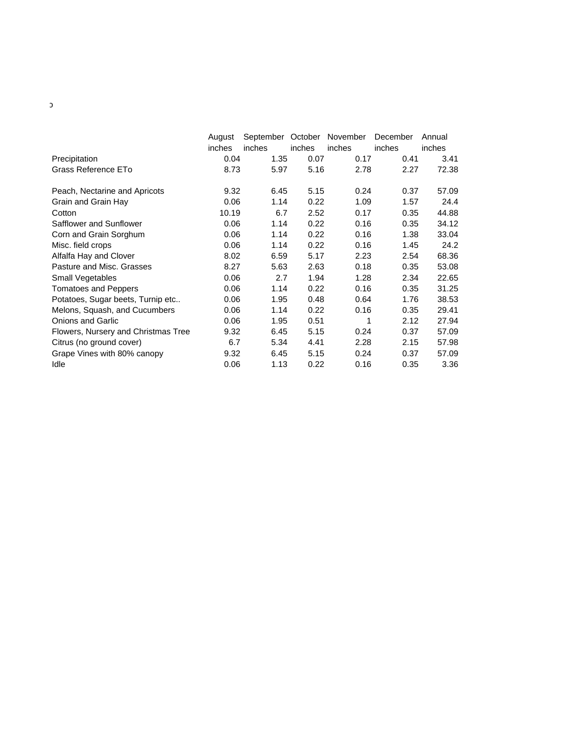ɔ

| | August inches | September inches | October inches | November inches | December inches | Annual inches |
|---|---|---|---|---|---|---|
| Precipitation | 0.04 | 1.35 | 0.07 | 0.17 | 0.41 | 3.41 |
| Grass Reference ETo | 8.73 | 5.97 | 5.16 | 2.78 | 2.27 | 72.38 |
| | | | | | | |
| Peach, Nectarine and Apricots | 9.32 | 6.45 | 5.15 | 0.24 | 0.37 | 57.09 |
| Grain and Grain Hay | 0.06 | 1.14 | 0.22 | 1.09 | 1.57 | 24.4 |
| Cotton | 10.19 | 6.7 | 2.52 | 0.17 | 0.35 | 44.88 |
| Safflower and Sunflower | 0.06 | 1.14 | 0.22 | 0.16 | 0.35 | 34.12 |
| Corn and Grain Sorghum | 0.06 | 1.14 | 0.22 | 0.16 | 1.38 | 33.04 |
| Misc. field crops | 0.06 | 1.14 | 0.22 | 0.16 | 1.45 | 24.2 |
| Alfalfa Hay and Clover | 8.02 | 6.59 | 5.17 | 2.23 | 2.54 | 68.36 |
| Pasture and Misc. Grasses | 8.27 | 5.63 | 2.63 | 0.18 | 0.35 | 53.08 |
| Small Vegetables | 0.06 | 2.7 | 1.94 | 1.28 | 2.34 | 22.65 |
| Tomatoes and Peppers | 0.06 | 1.14 | 0.22 | 0.16 | 0.35 | 31.25 |
| Potatoes, Sugar beets, Turnip etc.. | 0.06 | 1.95 | 0.48 | 0.64 | 1.76 | 38.53 |
| Melons, Squash, and Cucumbers | 0.06 | 1.14 | 0.22 | 0.16 | 0.35 | 29.41 |
| Onions and Garlic | 0.06 | 1.95 | 0.51 | 1 | 2.12 | 27.94 |
| Flowers, Nursery and Christmas Tree | 9.32 | 6.45 | 5.15 | 0.24 | 0.37 | 57.09 |
| Citrus (no ground cover) | 6.7 | 5.34 | 4.41 | 2.28 | 2.15 | 57.98 |
| Grape Vines with 80% canopy | 9.32 | 6.45 | 5.15 | 0.24 | 0.37 | 57.09 |
| Idle | 0.06 | 1.13 | 0.22 | 0.16 | 0.35 | 3.36 |